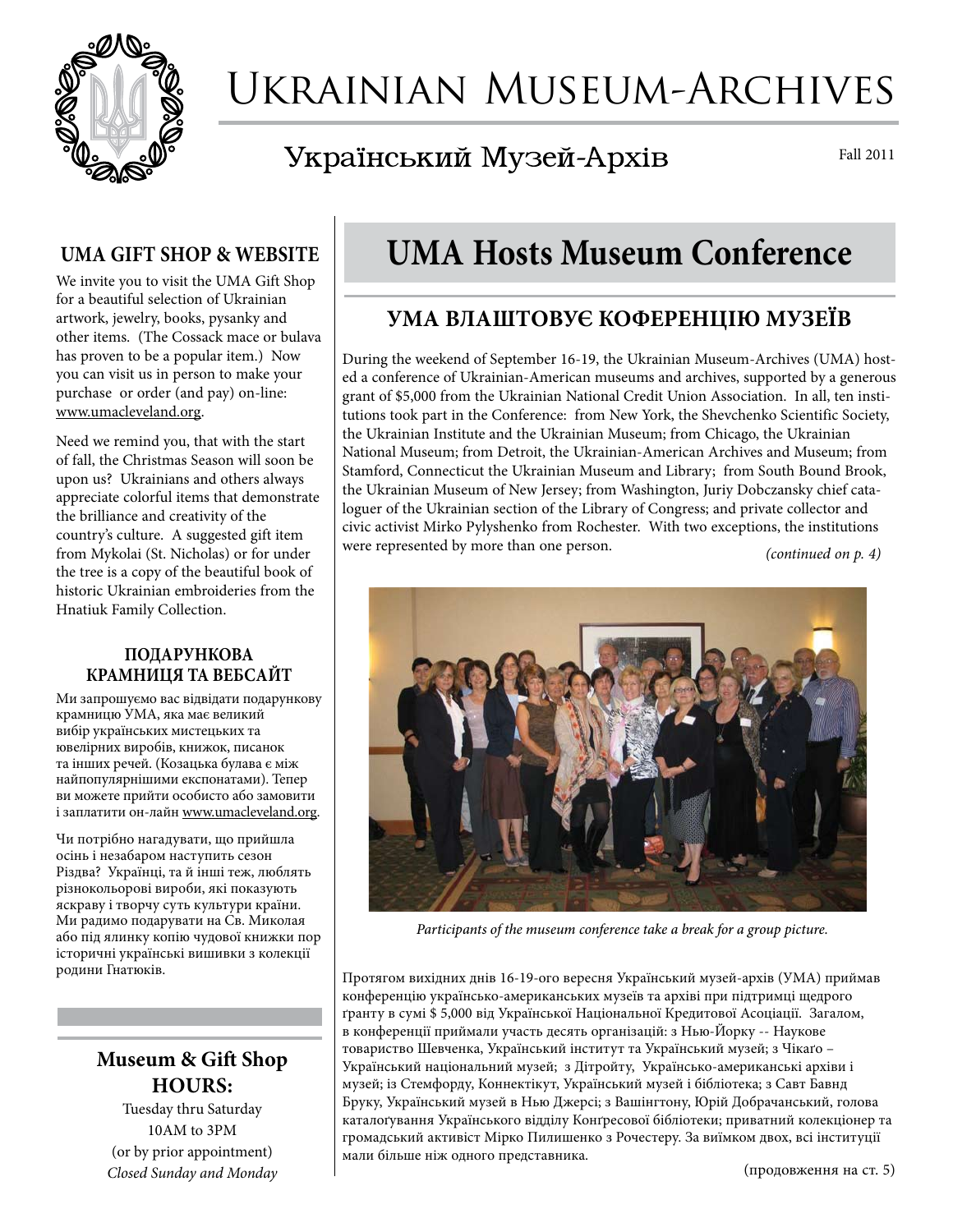# Ukrainian Museum-Archives

## Український Музей-Архів

Fall 2011

# UMA Hosts Museum Conference

## УМА ВЛАШТОВУЄ КОФЕРЕНЦІЮ МУЗЕЇВ

During the weekend of September 16-19, the Ukrainian Museum-Archives (UMA) hosted a conference of Ukrainian-American museums and archives, supported by a generous grant of $5,000 from the Ukrainian National Credit Union Association. In all, ten institutions took part in the Conference: from New York, the Shevchenko Scientific Society, the Ukrainian Institute and the Ukrainian Museum; from Chicago, the Ukrainian National Museum; from Detroit, the Ukrainian-American Archives and Museum; from Stamford, Connecticut the Ukrainian Museum and Library; from South Bound Brook, the Ukrainian Museum of New Jersey; from Washington, Juriy Dobczansky chief cataloguer of the Ukrainian section of the Library of Congress; and private collector and civic activist Mirko Pylyshenko from Rochester. With two exceptions, the institutions were represented by more than one person.

*(continued on p. 4)*

*Participants of the museum conference take a break for a group picture.*

Протягом вихідних днів 16-19-ого вересня Український музей-архів (УМА) приймав конференцію українсько-американських музеїв та архіві при підтримці щедрого ґранту в сумі $ 5,000 від Української Національної Кредитової Асоціації. Загалом, в конференції приймали участь десять організацій: з Нью-Йорку -- Наукове товариство Шевченка, Український інститут та Український музей; з Чікаґо – Український національний музей; з Дітройту, Українсько-американські архіви і музей; із Стемфорду, Коннектікут, Український музей і бібліотека; з Савт Бавнд Бруку, Український музей в Нью Джерсі; з Вашінгтону, Юрій Добрачанський, голова каталоґування Українського відділу Конгресової бібліотеки; приватний колекціонер та громадський активіст Мірко Пилишенко з Рочестеру. За виїмком двох, всі інституції мали більше ніж одного представника.

(продовження на ст. 5)

## UMA GIFT SHOP & WEBSITE

We invite you to visit the UMA Gift Shop for a beautiful selection of Ukrainian artwork, jewelry, books, pysanky and other items. (The Cossack mace or bulava has proven to be a popular item.) Now you can visit us in person to make your purchase or order (and pay) on-line: www.umacleveland.org.

Need we remind you, that with the start of fall, the Christmas Season will soon be upon us? Ukrainians and others always appreciate colorful items that demonstrate the brilliance and creativity of the country's culture. A suggested gift item from Mykolai (St. Nicholas) or for under the tree is a copy of the beautiful book of historic Ukrainian embroideries from the Hnatiuk Family Collection.

### ПОДАРУНКОВА КРАМНИЦЯ ТА ВЕБСАЙТ

Ми запрошуємо вас відвідати подарункову крамницю УМА, яка має великий вибір українських мистецьких та ювелірних виробів, книжок, писанок та інших речей. (Козацька булава є між найпопулярнішими експонатами). Тепер ви можете прийти особисто або замовити і заплатити он-лайн www.umacleveland.org.

Чи потрібно нагадувати, що прийшла осінь і незабаром наступить сезон Різдва? Українці, та й інші теж, люблять різнокольорові вироби, які показують яскраву і творчу суть культури країни. Ми радимо подарувати на Св. Миколая або під ялинку копію чудової книжки пор історичні українські вишивки з колекції родини Гнатюків.

### Museum & Gift Shop HOURS:

Tuesday thru Saturday
10AM to 3PM
(or by prior appointment)
*Closed Sunday and Monday*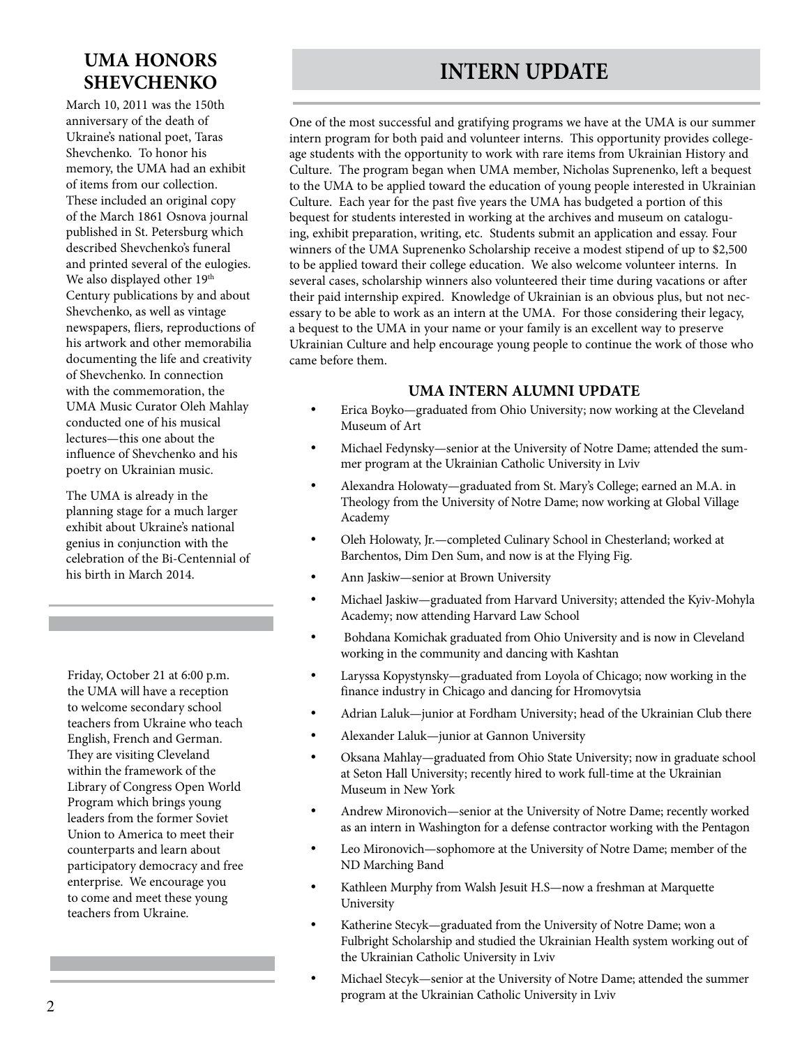## UMA HONORS SHEVCHENKO

March 10, 2011 was the 150th anniversary of the death of Ukraine's national poet, Taras Shevchenko. To honor his memory, the UMA had an exhibit of items from our collection. These included an original copy of the March 1861 Osnova journal published in St. Petersburg which described Shevchenko's funeral and printed several of the eulogies. We also displayed other 19th Century publications by and about Shevchenko, as well as vintage newspapers, fliers, reproductions of his artwork and other memorabilia documenting the life and creativity of Shevchenko. In connection with the commemoration, the UMA Music Curator Oleh Mahlay conducted one of his musical lectures—this one about the influence of Shevchenko and his poetry on Ukrainian music.

The UMA is already in the planning stage for a much larger exhibit about Ukraine's national genius in conjunction with the celebration of the Bi-Centennial of his birth in March 2014.

Friday, October 21 at 6:00 p.m. the UMA will have a reception to welcome secondary school teachers from Ukraine who teach English, French and German. They are visiting Cleveland within the framework of the Library of Congress Open World Program which brings young leaders from the former Soviet Union to America to meet their counterparts and learn about participatory democracy and free enterprise. We encourage you to come and meet these young teachers from Ukraine.

## INTERN UPDATE

One of the most successful and gratifying programs we have at the UMA is our summer intern program for both paid and volunteer interns. This opportunity provides college-age students with the opportunity to work with rare items from Ukrainian History and Culture. The program began when UMA member, Nicholas Suprenenko, left a bequest to the UMA to be applied toward the education of young people interested in Ukrainian Culture. Each year for the past five years the UMA has budgeted a portion of this bequest for students interested in working at the archives and museum on cataloguing, exhibit preparation, writing, etc. Students submit an application and essay. Four winners of the UMA Suprenenko Scholarship receive a modest stipend of up to $2,500 to be applied toward their college education. We also welcome volunteer interns. In several cases, scholarship winners also volunteered their time during vacations or after their paid internship expired. Knowledge of Ukrainian is an obvious plus, but not necessary to be able to work as an intern at the UMA. For those considering their legacy, a bequest to the UMA in your name or your family is an excellent way to preserve Ukrainian Culture and help encourage young people to continue the work of those who came before them.

### UMA INTERN ALUMNI UPDATE

- Erica Boyko—graduated from Ohio University; now working at the Cleveland Museum of Art
- Michael Fedynsky—senior at the University of Notre Dame; attended the summer program at the Ukrainian Catholic University in Lviv
- Alexandra Holowaty—graduated from St. Mary's College; earned an M.A. in Theology from the University of Notre Dame; now working at Global Village Academy
- Oleh Holowaty, Jr.—completed Culinary School in Chesterland; worked at Barchentos, Dim Den Sum, and now is at the Flying Fig.
- Ann Jaskiw—senior at Brown University
- Michael Jaskiw—graduated from Harvard University; attended the Kyiv-Mohyla Academy; now attending Harvard Law School
- Bohdana Komichak graduated from Ohio University and is now in Cleveland working in the community and dancing with Kashtan
- Laryssa Kopystynsky—graduated from Loyola of Chicago; now working in the finance industry in Chicago and dancing for Hromovytsia
- Adrian Laluk—junior at Fordham University; head of the Ukrainian Club there
- Alexander Laluk—junior at Gannon University
- Oksana Mahlay—graduated from Ohio State University; now in graduate school at Seton Hall University; recently hired to work full-time at the Ukrainian Museum in New York
- Andrew Mironovich—senior at the University of Notre Dame; recently worked as an intern in Washington for a defense contractor working with the Pentagon
- Leo Mironovich—sophomore at the University of Notre Dame; member of the ND Marching Band
- Kathleen Murphy from Walsh Jesuit H.S—now a freshman at Marquette University
- Katherine Stecyk—graduated from the University of Notre Dame; won a Fulbright Scholarship and studied the Ukrainian Health system working out of the Ukrainian Catholic University in Lviv
- Michael Stecyk—senior at the University of Notre Dame; attended the summer program at the Ukrainian Catholic University in Lviv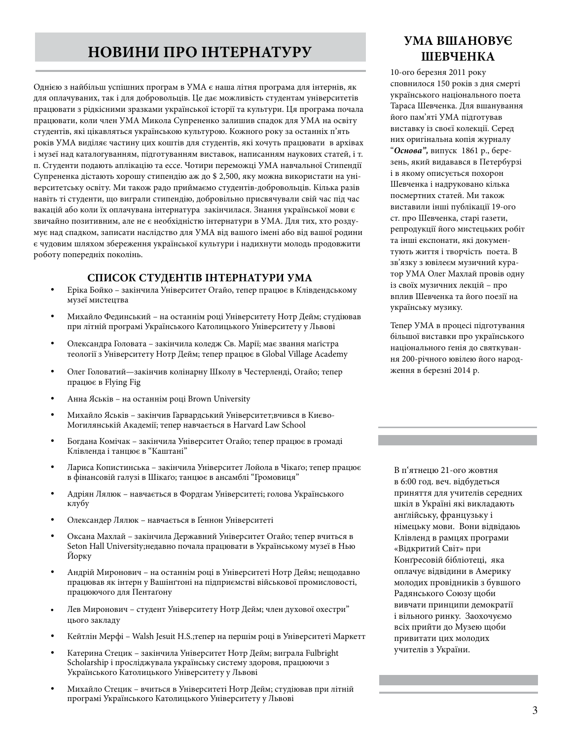# НОВИНИ ПРО ІНТЕРНАТУРУ

Однією з найбільш успішних програм в УМА є наша літня програма для інтернів, як для оплачуваних, так і для добровольців. Це дає можливість студентам університетів працювати з рідкісними зразками української історії та культури. Ця програма почала працювати, коли член УМА Микола Супрененко залишив спадок для УМА на освіту студентів, які цікавляться українською культурою. Кожного року за останніх п'ять років УМА виділяє частину цих коштів для студентів, які хочуть працювати в архівах і музеї над каталогуванням, підготуванням виставок, написанням наукових статей, і т. п. Студенти подають аплікацію та есе. Чотири переможці УМА навчальної Стипендії Супрененка дістають хорошу стипендію аж до $ 2,500, яку можна використати на університетську освіту. Ми також радо приймаємо студентів-добровольців. Кілька разів навіть ті студенти, що виграли стипендію, добровільно присвячували свій час під час вакацій або коли їх оплачувана інтернатура закінчилася. Знання української мови є звичайно позитивним, але не є необхідністю інтернатури в УМА. Для тих, хто роздумує над спадком, записати наслідство для УМА від вашого імені або від вашої родини є чудовим шляхом збереження української культури і надихнути молодь продовжити роботу попередніх поколінь.

### СПИСОК СТУДЕНТІВ ІНТЕРНАТУРИ УМА

- Еріка Бойко – закінчила Університет Огайо, тепер працює в Клівдендському музеї мистецтва
- Михайло Фединський – на останнім році Університету Нотр Дейм; студіював при літній програмі Українського Католицького Університету у Львові
- Олександра Головата – закінчила коледж Св. Марії; має звання маґістра теології з Університету Нотр Дейм; тепер працює в Global Village Academy
- Олег Головатий—закінчив колінарну Школу в Честерленді, Огайо; тепер працює в Flying Fig
- Анна Яськів – на останнім році Brown University
- Михайло Яськів – закінчив Гарвардський Університет;вчився в Києво-Могилянській Академії; тепер навчається в Harvard Law School
- Богдана Комічак – закінчила Університет Огайо; тепер працює в громаді Клівленда і танцює в "Каштані"
- Лариса Копистинська – закінчила Університет Лойола в Чікаґо; тепер працює в фінансовій галузі в Шікаґо; танцює в ансамблі "Громовиця"
- Адріян Лялюк – навчається в Фордгам Університеті; голова Українського клубу
- Олександер Лялюк – навчається в Ґеннон Університеті
- Оксана Махлай – закінчила Державний Університет Огайо; тепер вчиться в Seton Hall University;недавно почала працювати в Українському музеї в Нью Йорку
- Андрій Миронович – на останнім році в Університеті Нотр Дейм; нещодавно працював як інтерн у Вашінґтоні на підприємстві військової промисловості, працюючого для Пентаґону
- Лев Миронович – студент Університету Нотр Дейм; член духової охестри" цього закладу
- Кейтлін Мерфі – Walsh Jesuit H.S.;тепер на першім році в Університеті Маркетт
- Катерина Стецик – закінчила Університет Нотр Дейм; виграла Fulbright Scholarship і прослідкувала українську систему здоровя, працюючи з Українського Католицького Університету у Львові
- Михайло Стецик – вчиться в Університеті Нотр Дейм; студіював при літній програмі Українського Католицького Університету у Львові

# УМА ВШАНОВУЄ ШЕВЧЕНКА

10-ого березня 2011 року сповнилося 150 років з дня смерті українського національного поета Тараса Шевченка. Для вшанування його пам'яті УМА підготував виставку із своєї колекції. Серед них оригінальна копія журналу "***Основа***", випуск 1861 р., березень, який видавався в Петербурзі і в якому описується похорон Шевченка і надруковано кілька посмертних статей. Ми також виставили інші публікації 19-ого ст. про Шевченка, старі газети, репродукції його мистецьких робіт та інші експонати, які документують життя і творчість поета. В зв'язку з ювілеєм музичний куратор УМА Олег Махлай провів одну із своїх музичних лекцій – про вплив Шевченка та його поезії на українську музику.

Тепер УМА в процесі підготування більшої виставки про українського національного ґенія до святкування 200-річного ювілею його народження в березні 2014 р.

---

В п'ятнецю 21-ого жовтня в 6:00 год. веч. відбудеться приняття для учителів середних шкіл в Україні які викладають анґлійську, французьку і німецьку мови. Вони відвідають Клівленд в рамцях програми «Відкритий Світ» при Конґресовій бібліотеці, яка оплачує відвідини в Америку молодих провідників з бувшого Радянського Союзу щоби вивчати принципи демократії і вільного ринку. Заохочуємо всіх прийти до Музею щоби привитати цих молодих учителів з України.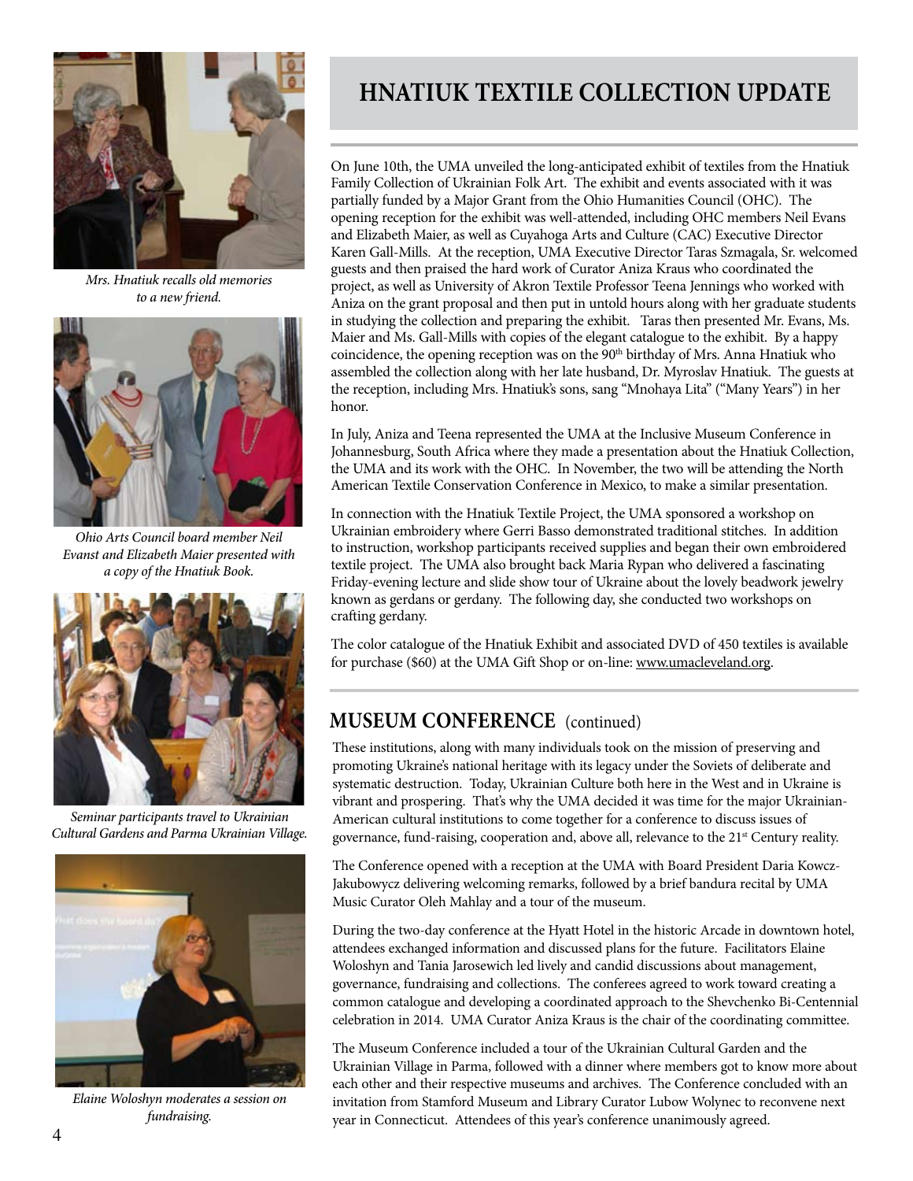# HNATIUK TEXTILE COLLECTION UPDATE

On June 10th, the UMA unveiled the long-anticipated exhibit of textiles from the Hnatiuk Family Collection of Ukrainian Folk Art. The exhibit and events associated with it was partially funded by a Major Grant from the Ohio Humanities Council (OHC). The opening reception for the exhibit was well-attended, including OHC members Neil Evans and Elizabeth Maier, as well as Cuyahoga Arts and Culture (CAC) Executive Director Karen Gall-Mills. At the reception, UMA Executive Director Taras Szmagala, Sr. welcomed guests and then praised the hard work of Curator Aniza Kraus who coordinated the project, as well as University of Akron Textile Professor Teena Jennings who worked with Aniza on the grant proposal and then put in untold hours along with her graduate students in studying the collection and preparing the exhibit. Taras then presented Mr. Evans, Ms. Maier and Ms. Gall-Mills with copies of the elegant catalogue to the exhibit. By a happy coincidence, the opening reception was on the 90th birthday of Mrs. Anna Hnatiuk who assembled the collection along with her late husband, Dr. Myroslav Hnatiuk. The guests at the reception, including Mrs. Hnatiuk's sons, sang "Mnohaya Lita" ("Many Years") in her honor.

In July, Aniza and Teena represented the UMA at the Inclusive Museum Conference in Johannesburg, South Africa where they made a presentation about the Hnatiuk Collection, the UMA and its work with the OHC. In November, the two will be attending the North American Textile Conservation Conference in Mexico, to make a similar presentation.

In connection with the Hnatiuk Textile Project, the UMA sponsored a workshop on Ukrainian embroidery where Gerri Basso demonstrated traditional stitches. In addition to instruction, workshop participants received supplies and began their own embroidered textile project. The UMA also brought back Maria Rypan who delivered a fascinating Friday-evening lecture and slide show tour of Ukraine about the lovely beadwork jewelry known as gerdans or gerdany. The following day, she conducted two workshops on crafting gerdany.

The color catalogue of the Hnatiuk Exhibit and associated DVD of 450 textiles is available for purchase ($60) at the UMA Gift Shop or on-line: www.umacleveland.org.

*Mrs. Hnatiuk recalls old memories to a new friend.*

*Ohio Arts Council board member Neil Evanst and Elizabeth Maier presented with a copy of the Hnatiuk Book.*

*Seminar participants travel to Ukrainian Cultural Gardens and Parma Ukrainian Village.*

*Elaine Woloshyn moderates a session on fundraising.*

## MUSEUM CONFERENCE (continued)

These institutions, along with many individuals took on the mission of preserving and promoting Ukraine's national heritage with its legacy under the Soviets of deliberate and systematic destruction. Today, Ukrainian Culture both here in the West and in Ukraine is vibrant and prospering. That's why the UMA decided it was time for the major Ukrainian-American cultural institutions to come together for a conference to discuss issues of governance, fund-raising, cooperation and, above all, relevance to the 21st Century reality.

The Conference opened with a reception at the UMA with Board President Daria Kowcz-Jakubowycz delivering welcoming remarks, followed by a brief bandura recital by UMA Music Curator Oleh Mahlay and a tour of the museum.

During the two-day conference at the Hyatt Hotel in the historic Arcade in downtown hotel, attendees exchanged information and discussed plans for the future. Facilitators Elaine Woloshyn and Tania Jarosewich led lively and candid discussions about management, governance, fundraising and collections. The conferees agreed to work toward creating a common catalogue and developing a coordinated approach to the Shevchenko Bi-Centennial celebration in 2014. UMA Curator Aniza Kraus is the chair of the coordinating committee.

The Museum Conference included a tour of the Ukrainian Cultural Garden and the Ukrainian Village in Parma, followed with a dinner where members got to know more about each other and their respective museums and archives. The Conference concluded with an invitation from Stamford Museum and Library Curator Lubow Wolynec to reconvene next year in Connecticut. Attendees of this year's conference unanimously agreed.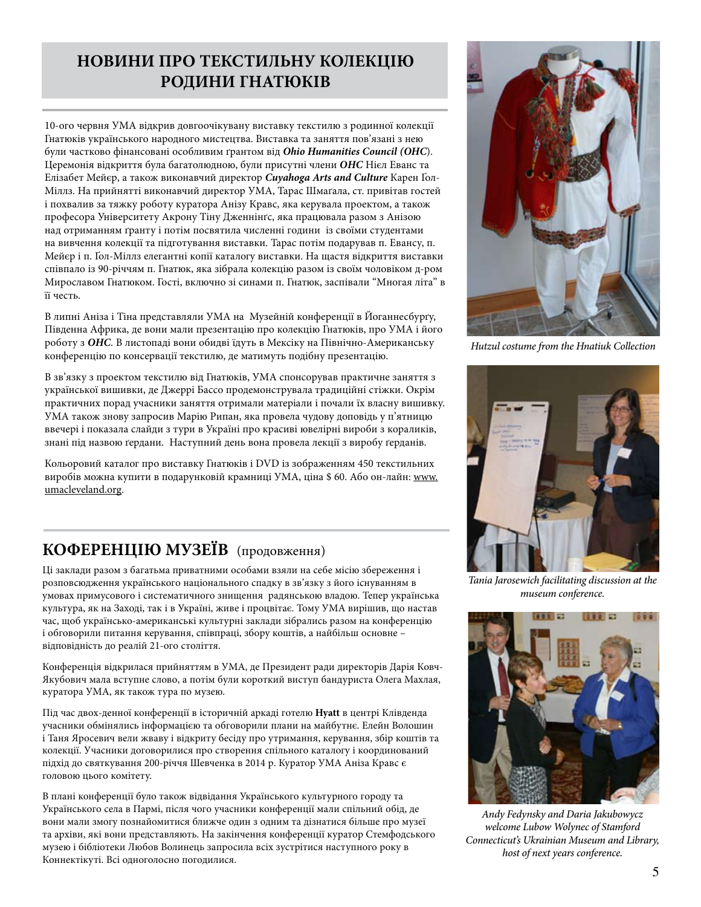## НОВИНИ ПРО ТЕКСТИЛЬНУ КОЛЕКЦІЮ РОДИНИ ГНАТЮКІВ

10-ого червня УМА відкрив довгоочікувану виставку текстилю з родинної колекції Гнатюків українського народного мистецтва. Виставка та заняття пов'язані з нею були частково фінансовані особливим ґрантом від ***Ohio Humanities Council (OHC)***. Церемонія відкриття була багатолюдною, були присутні члени ***OHC*** Ніел Еванс та Елізабет Мейєр, а також виконавчий директор ***Cuyahoga Arts and Culture*** Карен Ґол-Міллз. На прийнятті виконавчий директор УМА, Тарас Шмагала, ст. привітав гостей і похвалив за тяжку роботу куратора Анізу Кравс, яка керувала проектом, а також професора Університету Акрону Тіну Дженнінґс, яка працювала разом з Анізою над отриманням ґранту і потім посвятила численні години із своїми студентами на вивчення колекції та підготування виставки. Тарас потім подарував п. Евансу, п. Мейєр і п. Ґол-Міллз елегантні копії каталогу виставки. На щастя відкриття виставки співпало із 90-річчям п. Гнатюк, яка зібрала колекцію разом із своїм чоловіком д-ром Мирославом Гнатюком. Гості, включно зі синами п. Гнатюк, заспівали "Многая літа" в її честь.

В липні Аніза і Тіна представляли УМА на Музейній конференції в Йоганнесбурґу, Південна Африка, де вони мали презентацію про колекцію Гнатюків, про УМА і його роботу з ***OHC***. В листопаді вони обидві їдуть в Мексіку на Північно-Американську конференцію по консервації текстилю, де матимуть подібну презентацію.

В зв'язку з проектом текстилю від Гнатюків, УМА спонсорував практичне заняття з української вишивки, де Джеррі Бассо продемонструвала традиційні стіжки. Окрім практичних порад учасники заняття отримали матеріали і почали їх власну вишивку. УМА також знову запросив Марію Рипан, яка провела чудову доповідь у п'ятницю ввечері і показала слайди з тури в Україні про красиві ювелірні вироби з кораликів, знані під назвою ґердани. Наступний день вона провела лекції з виробу ґерданів.

Кольоровий каталог про виставку Гнатюків і DVD із зображенням 450 текстильних виробів можна купити в подарунковій крамниці УМА, ціна $ 60. Або он-лайн: www.umacleveland.org.

*Hutzul costume from the Hnatiuk Collection*

## КОФЕРЕНЦІЮ МУЗЕЇВ (продовження)

Ці заклади разом з багатьма приватними особами взяли на себе місію збереження і розповсюдження українського національного спадку в зв'язку з його існуванням в умовах примусового і систематичного знищення радянською владою. Тепер українська культура, як на Заході, так і в Україні, живе і процвітає. Тому УМА вирішив, що настав час, щоб українсько-американські культурні заклади зібрались разом на конференцію і обговорили питання керування, співпраці, збору коштів, а найбільш основне – відповідність до реалій 21-ого століття.

Конференція відкрилася прийняттям в УМА, де Президент ради директорів Дарія Ковч-Якубович мала вступне слово, а потім були короткий виступ бандуриста Олега Махлая, куратора УМА, як також тура по музею.

Під час двох-денної конференції в історичній аркаді готелю **Hyatt** в центрі Клівденда учасники обмінялись інформацією та обговорили плани на майбутнє. Елейн Волошин і Таня Яросевич вели жваву і відкриту бесіду про утримання, керування, збір коштів та колекції. Учасники договорилися про створення спільного каталогу і координований підхід до святкування 200-річчя Шевченка в 2014 р. Куратор УМА Аніза Кравс є головою цього комітету.

В плані конференції було також відвідання Українського культурного городу та Українського села в Пармі, після чого учасники конференції мали спільний обід, де вони мали змогу познайомитися ближче один з одним та дізнатися більше про музеї та архіви, які вони представляють. На закінчення конференції куратор Стемфодського музею і бібліотеки Любов Волинець запросила всіх зустрітися наступного року в Коннектікуті. Всі одноголосно погодилися.

*Tania Jarosewich facilitating discussion at the museum conference.*

*Andy Fedynsky and Daria Jakubowycz welcome Lubow Wolynec of Stamford Connecticut's Ukrainian Museum and Library, host of next years conference.*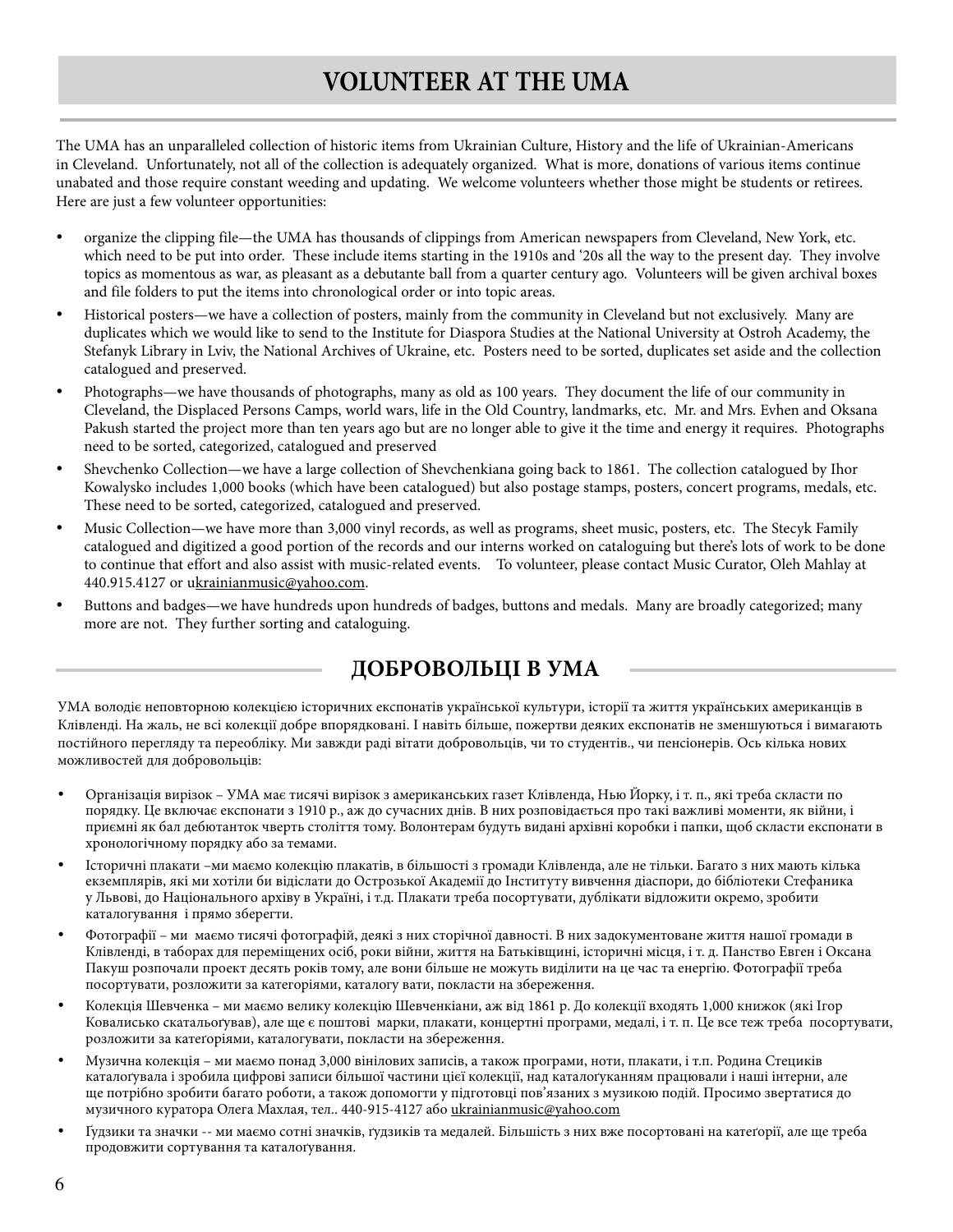# VOLUNTEER AT THE UMA

The UMA has an unparalleled collection of historic items from Ukrainian Culture, History and the life of Ukrainian-Americans in Cleveland. Unfortunately, not all of the collection is adequately organized. What is more, donations of various items continue unabated and those require constant weeding and updating. We welcome volunteers whether those might be students or retirees. Here are just a few volunteer opportunities:

- organize the clipping file—the UMA has thousands of clippings from American newspapers from Cleveland, New York, etc. which need to be put into order. These include items starting in the 1910s and '20s all the way to the present day. They involve topics as momentous as war, as pleasant as a debutante ball from a quarter century ago. Volunteers will be given archival boxes and file folders to put the items into chronological order or into topic areas.
- Historical posters—we have a collection of posters, mainly from the community in Cleveland but not exclusively. Many are duplicates which we would like to send to the Institute for Diaspora Studies at the National University at Ostroh Academy, the Stefanyk Library in Lviv, the National Archives of Ukraine, etc. Posters need to be sorted, duplicates set aside and the collection catalogued and preserved.
- Photographs—we have thousands of photographs, many as old as 100 years. They document the life of our community in Cleveland, the Displaced Persons Camps, world wars, life in the Old Country, landmarks, etc. Mr. and Mrs. Evhen and Oksana Pakush started the project more than ten years ago but are no longer able to give it the time and energy it requires. Photographs need to be sorted, categorized, catalogued and preserved
- Shevchenko Collection—we have a large collection of Shevchenkiana going back to 1861. The collection catalogued by Ihor Kowalysko includes 1,000 books (which have been catalogued) but also postage stamps, posters, concert programs, medals, etc. These need to be sorted, categorized, catalogued and preserved.
- Music Collection—we have more than 3,000 vinyl records, as well as programs, sheet music, posters, etc. The Stecyk Family catalogued and digitized a good portion of the records and our interns worked on cataloguing but there's lots of work to be done to continue that effort and also assist with music-related events. To volunteer, please contact Music Curator, Oleh Mahlay at 440.915.4127 or ukrainianmusic@yahoo.com.
- Buttons and badges—we have hundreds upon hundreds of badges, buttons and medals. Many are broadly categorized; many more are not. They further sorting and cataloguing.

## ДОБРОВОЛЬЦІ В УМА

УМА володіє неповторною колекцією історичних експонатів української культури, історії та життя українських американців в Клівленді. На жаль, не всі колекції добре впорядковані. І навіть більше, пожертви деяких експонатів не зменшуються і вимагають постійного перегляду та переобліку. Ми завжди раді вітати добровольців, чи то студентів., чи пенсіонерів. Ось кілька нових можливостей для добровольців:

- Організація вирізок – УМА має тисячі вирізок з американських газет Клівленда, Нью Йорку, і т. п., які треба скласти по порядку. Це включає експонати з 1910 р., аж до сучасних днів. В них розповідається про такі важливі моменти, як війни, і приємні як бал дебютанток чверть століття тому. Волонтерам будуть видані архівні коробки і папки, щоб скласти експонати в хронологічному порядку або за темами.
- Історичні плакати –ми маємо колекцію плакатів, в більшості з громади Клівленда, але не тільки. Багато з них мають кілька екземплярів, які ми хотіли би відіслати до Острозької Академії до Інституту вивчення діаспори, до бібліотеки Стефаника у Львові, до Національного архіву в Україні, і т.д. Плакати треба посортувати, дублікати відложити окремо, зробити каталогування і прямо зберегти.
- Фотографії – ми маємо тисячі фотографій, деякі з них сторічної давності. В них задокументоване життя нашої громади в Клівленді, в таборах для переміщених осіб, роки війни, життя на Батьківщині, історичні місця, і т. д. Панство Евген і Оксана Пакуш розпочали проект десять років тому, але вони більше не можуть виділити на це час та енергію. Фотографії треба посортувати, розложити за категоріями, каталогу вати, покласти на збереження.
- Колекція Шевченка – ми маємо велику колекцію Шевченкіани, аж від 1861 р. До колекції входять 1,000 книжок (які Ігор Ковалисько скатальоґував), але ще є поштові марки, плакати, концертні програми, медалі, і т. п. Це все теж треба посортувати, розложити за катеґоріями, каталогувати, покласти на збереження.
- Музична колекція – ми маємо понад 3,000 вінілових записів, а також програми, ноти, плакати, і т.п. Родина Стециків каталоґувала і зробила цифрові записи більшої частини цієї колекції, над каталоґуканням працювали і наші інтерни, але ще потрібно зробити багато роботи, а також допомогти у підготовці пов'язаних з музикою подій. Просимо звертатися до музичного куратора Олега Махлая, тел.. 440-915-4127 або ukrainianmusic@yahoo.com
- Ґудзики та значки -- ми маємо сотні значків, ґудзиків та медалей. Більшість з них вже посортовані на катеґорії, але ще треба продовжити сортування та каталоґування.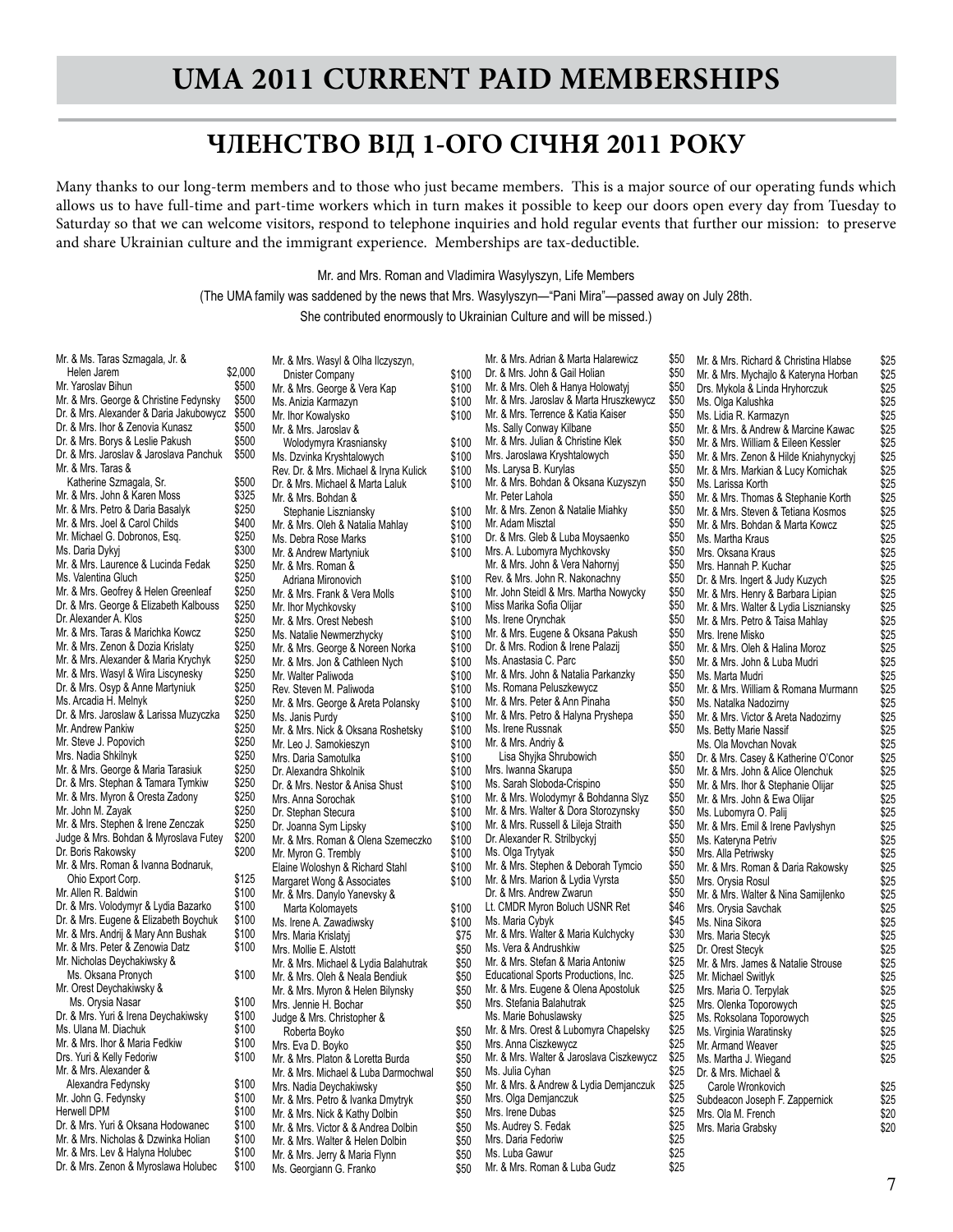# UMA 2011 CURRENT PAID MEMBERSHIPS

## ЧЛЕНСТВО ВІД 1-ОГО СІЧНЯ 2011 РОКУ

Many thanks to our long-term members and to those who just became members. This is a major source of our operating funds which allows us to have full-time and part-time workers which in turn makes it possible to keep our doors open every day from Tuesday to Saturday so that we can welcome visitors, respond to telephone inquiries and hold regular events that further our mission: to preserve and share Ukrainian culture and the immigrant experience. Memberships are tax-deductible.

Mr. and Mrs. Roman and Vladimira Wasylyszyn, Life Members

(The UMA family was saddened by the news that Mrs. Wasylyszyn—"Pani Mira"—passed away on July 28th. She contributed enormously to Ukrainian Culture and will be missed.)

| Name | Amount |
|---|---|
| Mr. & Ms. Taras Szmagala, Jr. & Helen Jarem | $2,000 |
| Mr. Yaroslav Bihun | $500 |
| Mr. & Mrs. George & Christine Fedynsky | $500 |
| Dr. & Mrs. Alexander & Daria Jakubowycz | $500 |
| Dr. & Mrs. Ihor & Zenovia Kunasz | $500 |
| Dr. & Mrs. Borys & Leslie Pakush | $500 |
| Dr. & Mrs. Jaroslav & Jaroslava Panchuk | $500 |
| Mr. & Mrs. Taras & Katherine Szmagala, Sr. | $500 |
| Mr. & Mrs. John & Karen Moss | $325 |
| Mr. & Mrs. Petro & Daria Basalyk | $250 |
| Mr. & Mrs. Joel & Carol Childs | $400 |
| Mr. Michael G. Dobronos, Esq. | $250 |
| Ms. Daria Dykyj | $300 |
| Mr. & Mrs. Laurence & Lucinda Fedak | $250 |
| Ms. Valentina Gluch | $250 |
| Mr. & Mrs. Geoffrey & Helen Greenleaf | $250 |
| Dr. & Mrs. George & Elizabeth Kalbouss | $250 |
| Dr. Alexander A. Klos | $250 |
| Mr. & Mrs. Taras & Marichka Kowcz | $250 |
| Mr. & Mrs. Zenon & Dozia Krislaty | $250 |
| Mr. & Mrs. Alexander & Maria Krychyk | $250 |
| Mr. & Mrs. Wasyl & Wira Liscynesky | $250 |
| Dr. & Mrs. Osyp & Anne Martyniuk | $250 |
| Ms. Arcadia H. Melnyk | $250 |
| Dr. & Mrs. Jaroslaw & Larissa Muzyczka | $250 |
| Mr. Andrew Pankiw | $250 |
| Mr. Steve J. Popovich | $250 |
| Mrs. Nadia Shkilnyk | $250 |
| Mr. & Mrs. George & Maria Tarasiuk | $250 |
| Dr. & Mrs. Stephan & Tamara Tymkiw | $250 |
| Mr. & Mrs. Myron & Oresta Zadony | $250 |
| Mr. John M. Zayak | $250 |
| Mr. & Mrs. Stephen & Irene Zenczak | $250 |
| Judge & Mrs. Bohdan & Myroslava Futey | $200 |
| Dr. Boris Rakowsky | $200 |
| Mr. & Mrs. Roman & Ivanna Bodnaruk, Ohio Export Corp. | $125 |
| Mr. Allen R. Baldwin | $100 |
| Dr. & Mrs. Volodymyr & Lydia Bazarko | $100 |
| Dr. & Mrs. Eugene & Elizabeth Boychuk | $100 |
| Mr. & Mrs. Andrij & Mary Ann Bushak | $100 |
| Mr. & Mrs. Peter & Zenowia Datz | $100 |
| Mr. Nicholas Deychakiwsky & Ms. Oksana Pronych | $100 |
| Mr. Orest Deychakiwsky & Ms. Orysia Nasar | $100 |
| Dr. & Mrs. Yuri & Irena Deychakiwsky | $100 |
| Ms. Ulana M. Diachuk | $100 |
| Mr. & Mrs. Ihor & Maria Fedkiw | $100 |
| Drs. Yuri & Kelly Fedoriw | $100 |
| Mr. & Mrs. Alexander & Alexandra Fedynsky | $100 |
| Mr. John G. Fedynsky | $100 |
| Herwell DPM | $100 |
| Dr. & Mrs. Yuri & Oksana Hodowanec | $100 |
| Mr. & Mrs. Nicholas & Dzwinka Holian | $100 |
| Mr. & Mrs. Lev & Halyna Holubec | $100 |
| Dr. & Mrs. Zenon & Myroslawa Holubec | $100 |
| Mr. & Mrs. Wasyl & Olha Ilczyszyn, Dnister Company | $100 |
| Mr. & Mrs. George & Vera Kap | $100 |
| Ms. Anizia Karmazyn | $100 |
| Mr. Ihor Kowalysko | $100 |
| Mr. & Mrs. Jaroslav & Wolodymyra Krasniansky | $100 |
| Ms. Dzvinka Kryshtalowych | $100 |
| Rev. Dr. & Mrs. Michael & Iryna Kulick | $100 |
| Dr. & Mrs. Michael & Marta Laluk | $100 |
| Mr. & Mrs. Bohdan & Stephanie Liszniansky | $100 |
| Mr. & Mrs. Oleh & Natalia Mahlay | $100 |
| Ms. Debra Rose Marks | $100 |
| Mr & Andrew Martyniuk | $100 |
| Mr. & Mrs. Roman & Adriana Mironovich | $100 |
| Mr. & Mrs. Frank & Vera Molls | $100 |
| Mr. Ihor Mychkovsky | $100 |
| Mr. & Mrs. Orest Nebesh | $100 |
| Ms. Natalie Newmerzhycky | $100 |
| Mr. & Mrs. George & Noreen Norka | $100 |
| Mr. & Mrs. Jon & Cathleen Nych | $100 |
| Mr. Walter Paliwoda | $100 |
| Rev. Steven M. Paliwoda | $100 |
| Mr. & Mrs. George & Areta Polansky | $100 |
| Ms. Janis Purdy | $100 |
| Mr. & Mrs. Nick & Oksana Roshetsky | $100 |
| Mr. Leo J. Samokieszyn | $100 |
| Mrs. Daria Samotulka | $100 |
| Dr. Alexandra Shkolnik | $100 |
| Dr. & Mrs. Nestor & Anisa Shust | $100 |
| Mrs. Anna Sorochak | $100 |
| Dr. Stephan Stecura | $100 |
| Dr. Joanna Sym Lipsky | $100 |
| Mr. & Mrs. Roman & Olena Szemeczko | $100 |
| Mr. Myron G. Trembly | $100 |
| Elaine Woloshyn & Richard Stahl | $100 |
| Margaret Wong & Associates | $100 |
| Mr. & Mrs. Danylo Yanevsky & Marta Kolomayets | $100 |
| Ms. Irene A. Zawadiwsky | $100 |
| Mrs. Maria Krislatyj | $75 |
| Mrs. Mollie E. Alstott | $50 |
| Mr. & Mrs. Michael & Lydia Balahutrak | $50 |
| Mr. & Mrs. Oleh & Neala Bendiuk | $50 |
| Mr. & Mrs. Myron & Helen Bilynsky | $50 |
| Mrs. Jennie H. Bochar | $50 |
| Judge & Mrs. Christopher & Roberta Boyko | $50 |
| Mrs. Eva D. Boyko | $50 |
| Mr. & Mrs. Platon & Loretta Burda | $50 |
| Mr. & Mrs. Michael & Luba Darmochwal | $50 |
| Mrs. Nadia Deychakiwsky | $50 |
| Mr. & Mrs. Petro & Ivanka Dmytryk | $50 |
| Mr. & Mrs. Nick & Kathy Dolbin | $50 |
| Mr. & Mrs. Victor & & Andrea Dolbin | $50 |
| Mr. & Mrs. Walter & Helen Dolbin | $50 |
| Mr. & Mrs. Jerry & Maria Flynn | $50 |
| Ms. Georgiann G. Franko | $50 |
| Mr. & Mrs. Adrian & Marta Halarewicz | $50 |
| Dr. & Mrs. John & Gail Holian | $50 |
| Mr. & Mrs. Oleh & Hanya Holowatyj | $50 |
| Mr. & Mrs. Jaroslav & Marta Hruszkewycz | $50 |
| Mr. & Mrs. Terrence & Katia Kaiser | $50 |
| Ms. Sally Conway Kilbane | $50 |
| Mr. & Mrs. Julian & Christine Klek | $50 |
| Mrs. Jaroslawa Kryshtalowych | $50 |
| Ms. Larysa B. Kurylas | $50 |
| Mr. & Mrs. Bohdan & Oksana Kuzyszyn | $50 |
| Mr. Peter Lahola | $50 |
| Mr. & Mrs. Zenon & Natalie Miahky | $50 |
| Mr. Adam Misztal | $50 |
| Dr. & Mrs. Gleb & Luba Moysaenko | $50 |
| Mrs. A. Lubomyra Mychkovsky | $50 |
| Mr. & Mrs. John & Vera Nahornyj | $50 |
| Rev. & Mrs. John R. Nakonachny | $50 |
| Mr. John Steidl & Mrs. Martha Nowycky | $50 |
| Miss Marika Sofia Olijar | $50 |
| Ms. Irene Orynchak | $50 |
| Mr. & Mrs. Eugene & Oksana Pakush | $50 |
| Dr. & Mrs. Rodion & Irene Palazij | $50 |
| Ms. Anastasia C. Parc | $50 |
| Mr. & Mrs. John & Natalia Parkanzky | $50 |
| Ms. Romana Peluszkewycz | $50 |
| Mr. & Mrs. Peter & Ann Pinaha | $50 |
| Mr. & Mrs. Petro & Halyna Pryshepa | $50 |
| Ms. Irene Russnak | $50 |
| Mr. & Mrs. Andriy & Lisa Shyjka Shrubowich | $50 |
| Mrs. Iwanna Skarupa | $50 |
| Ms. Sarah Sloboda-Crispino | $50 |
| Mr. & Mrs. Wolodymyr & Bohdanna Slyz | $50 |
| Mr. & Mrs. Walter & Dora Storozynsky | $50 |
| Mr. & Mrs. Russell & Lileja Straith | $50 |
| Dr. Alexander R. Strilbyckyj | $50 |
| Ms. Olga Trytyak | $50 |
| Mr. & Mrs. Stephen & Deborah Tymcio | $50 |
| Mr. & Mrs. Marion & Lydia Vyrsta | $50 |
| Dr. & Mrs. Andrew Zwarun | $50 |
| Lt. CMDR Myron Boluch USNR Ret | $46 |
| Ms. Maria Cybyk | $45 |
| Mr. & Mrs. Walter & Maria Kulchycky | $30 |
| Ms. Vera & Andrushkiw | $25 |
| Mr. & Mrs. Stefan & Maria Antoniw | $25 |
| Educational Sports Productions, Inc. | $25 |
| Mr. & Mrs. Eugene & Olena Apostoluk | $25 |
| Mrs. Stefania Balahutrak | $25 |
| Ms. Marie Bohuslawsky | $25 |
| Mr. & Mrs. Orest & Lubomyra Chapelsky | $25 |
| Mrs. Anna Ciszkewycz | $25 |
| Mr. & Mrs. Walter & Jaroslava Ciszkewycz | $25 |
| Ms. Julia Cyhan | $25 |
| Mr. & Mrs. & Andrew & Lydia Demjanczuk | $25 |
| Mrs. Olga Demjanczuk | $25 |
| Mrs. Irene Dubas | $25 |
| Ms. Audrey S. Fedak | $25 |
| Mrs. Daria Fedoriw | $25 |
| Ms. Luba Gawur | $25 |
| Mr. & Mrs. Roman & Luba Gudz | $25 |
| Mr. & Mrs. Richard & Christina Hlabse | $25 |
| Mr. & Mrs. Mychajlo & Kateryna Horban | $25 |
| Drs. Mykola & Linda Hryhorczuk | $25 |
| Ms. Olga Kalushka | $25 |
| Ms. Lidia R. Karmazyn | $25 |
| Mr. & Mrs. & Andrew & Marcine Kawac | $25 |
| Mr. & Mrs. William & Eileen Kessler | $25 |
| Mr. & Mrs. Zenon & Hilde Kniahynyckyj | $25 |
| Mr. & Mrs. Markian & Lucy Komichak | $25 |
| Ms. Larissa Korth | $25 |
| Mr. & Mrs. Thomas & Stephanie Korth | $25 |
| Mr. & Mrs. Steven & Tetiana Kosmos | $25 |
| Mr. & Mrs. Bohdan & Marta Kowcz | $25 |
| Ms. Martha Kraus | $25 |
| Mrs. Oksana Kraus | $25 |
| Mrs. Hannah P. Kuchar | $25 |
| Dr. & Mrs. Ingert & Judy Kuzych | $25 |
| Mr. & Mrs. Henry & Barbara Lipian | $25 |
| Mr. & Mrs. Walter & Lydia Liszniansky | $25 |
| Mr. & Mrs. Petro & Taisa Mahlay | $25 |
| Mrs. Irene Misko | $25 |
| Mr. & Mrs. Oleh & Halina Moroz | $25 |
| Mr. & Mrs. John & Luba Mudri | $25 |
| Ms. Marta Mudri | $25 |
| Mr. & Mrs. William & Romana Murmann | $25 |
| Ms. Natalka Nadozirny | $25 |
| Mr. & Mrs. Victor & Areta Nadozirny | $25 |
| Ms. Betty Marie Nassif | $25 |
| Ms. Ola Movchan Novak | $25 |
| Dr. & Mrs. Casey & Katherine O'Conor | $25 |
| Mr. & Mrs. John & Alice Olenchuk | $25 |
| Mr. & Mrs. Ihor & Stephanie Olijar | $25 |
| Mr. & Mrs. John & Ewa Olijar | $25 |
| Ms. Lubomyra O. Palij | $25 |
| Mr. & Mrs. Emil & Irene Pavlyshyn | $25 |
| Ms. Kateryna Petriv | $25 |
| Mrs. Alla Petriwsky | $25 |
| Mr. & Mrs. Roman & Daria Rakowsky | $25 |
| Mrs. Orysia Rosul | $25 |
| Mr. & Mrs. Walter & Nina Samijlenko | $25 |
| Mrs. Orysia Savchak | $25 |
| Ms. Nina Sikora | $25 |
| Mrs. Maria Stecyk | $25 |
| Dr. Orest Stecyk | $25 |
| Mr. & Mrs. James & Natalie Strouse | $25 |
| Mr. Michael Switlyk | $25 |
| Mrs. Maria O. Terpylak | $25 |
| Ms. Olenka Toporowych | $25 |
| Ms. Roksolana Toporowych | $25 |
| Ms. Virginia Waratinsky | $25 |
| Mr. Armand Weaver | $25 |
| Ms. Martha J. Wiegand | $25 |
| Dr. & Mrs. Michael & Carole Wronkovich | $25 |
| Subdeacon Joseph F. Zappernick | $25 |
| Mrs. Ola M. French | $20 |
| Mrs. Maria Grabsky | $20 |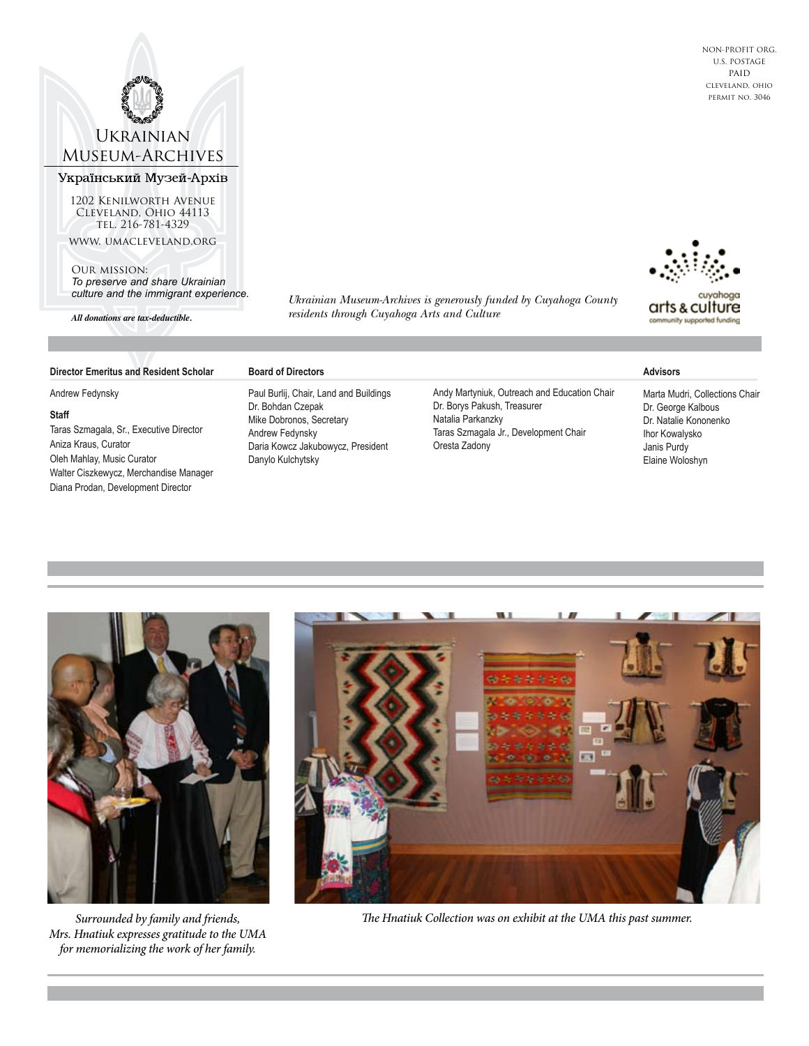NON-PROFIT ORG.
U.S. POSTAGE
PAID
CLEVELAND, OHIO
PERMIT NO. 3046

# Ukrainian Museum-Archives

Український Музей-Архів

1202 Kenilworth Avenue
Cleveland, Ohio 44113
tel. 216-781-4329

www. umacleveland.org

Our mission:
*To preserve and share Ukrainian culture and the immigrant experience.*

***All donations are tax-deductible.***

*Ukrainian Museum-Archives is generously funded by Cuyahoga County residents through Cuyahoga Arts and Culture*

cuyahoga arts & culture
community supported funding

**Director Emeritus and Resident Scholar**

Andrew Fedynsky

**Staff**

Taras Szmagala, Sr., Executive Director
Aniza Kraus, Curator
Oleh Mahlay, Music Curator
Walter Ciszkewycz, Merchandise Manager
Diana Prodan, Development Director

**Board of Directors**

Paul Burlij, Chair, Land and Buildings
Dr. Bohdan Czepak
Mike Dobronos, Secretary
Andrew Fedynsky
Daria Kowcz Jakubowycz, President
Danylo Kulchytsky
Andy Martyniuk, Outreach and Education Chair
Dr. Borys Pakush, Treasurer
Natalia Parkanzky
Taras Szmagala Jr., Development Chair
Oresta Zadony

**Advisors**

Marta Mudri, Collections Chair
Dr. George Kalbous
Dr. Natalie Kononenko
Ihor Kowalysko
Janis Purdy
Elaine Woloshyn

*Surrounded by family and friends, Mrs. Hnatiuk expresses gratitude to the UMA for memorializing the work of her family.*

*The Hnatiuk Collection was on exhibit at the UMA this past summer.*